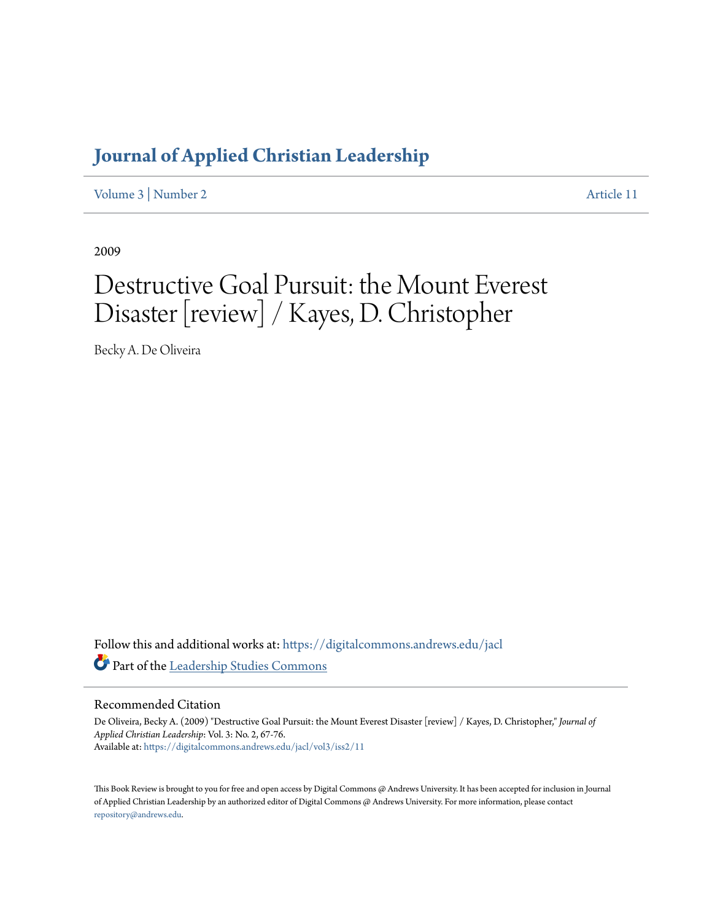# Journal of Applied Christian Leadership

Volume 3 | Number 2 Article 11

2009

# Destructive Goal Pursuit: the Mount Everest Disaster [review] / Kayes, D. Christopher

Becky A. De Oliveira

Follow this and additional works at: https://digitalcommons.andrews.edu/jacl

Part of the Leadership Studies Commons

## Recommended Citation

De Oliveira, Becky A. (2009) "Destructive Goal Pursuit: the Mount Everest Disaster [review] / Kayes, D. Christopher," *Journal of Applied Christian Leadership*: Vol. 3: No. 2, 67-76.
Available at: https://digitalcommons.andrews.edu/jacl/vol3/iss2/11

This Book Review is brought to you for free and open access by Digital Commons @ Andrews University. It has been accepted for inclusion in Journal of Applied Christian Leadership by an authorized editor of Digital Commons @ Andrews University. For more information, please contact repository@andrews.edu.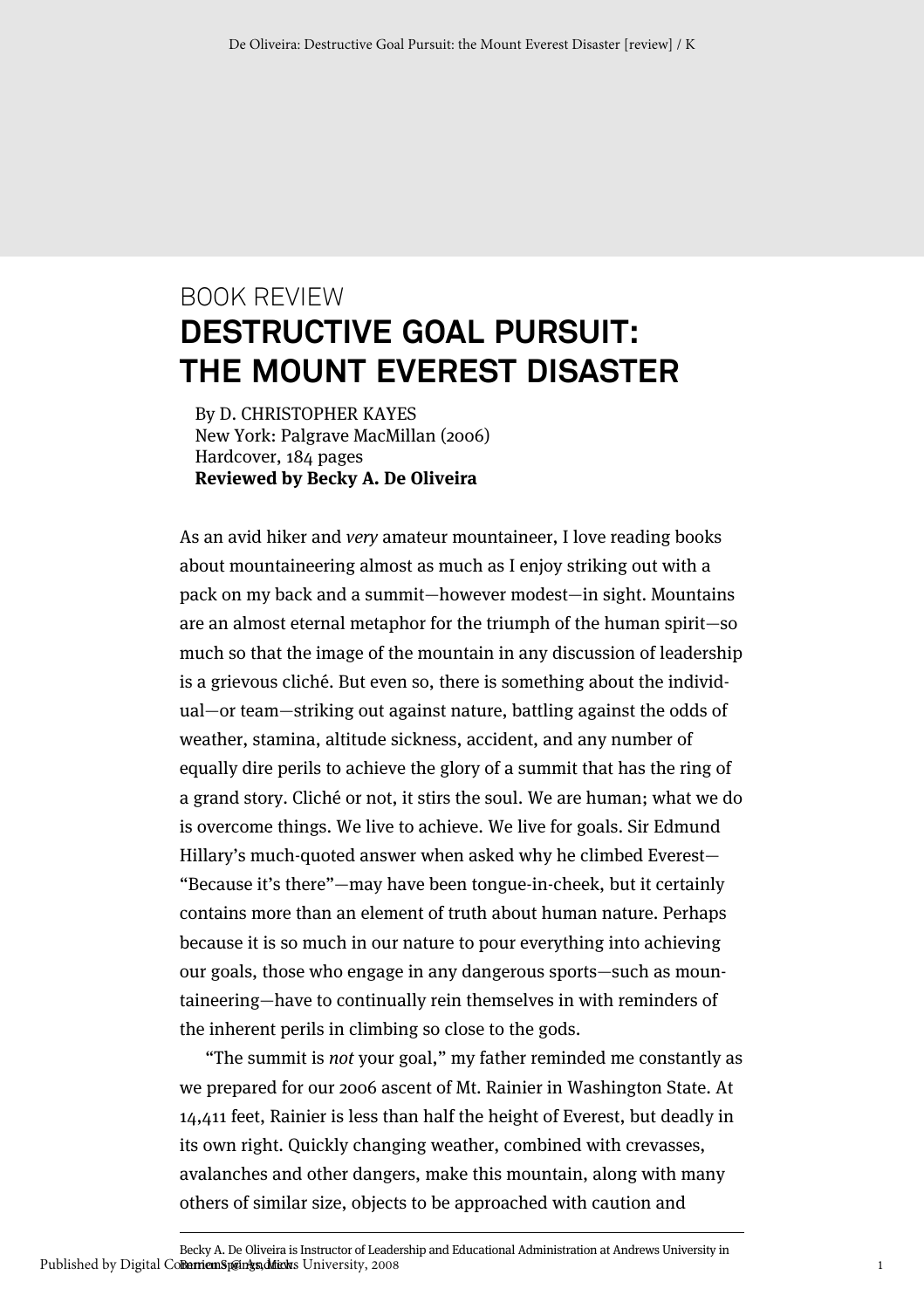BOOK REVIEW

# DESTRUCTIVE GOAL PURSUIT: THE MOUNT EVEREST DISASTER

By D. CHRISTOPHER KAYES
New York: Palgrave MacMillan (2006)
Hardcover, 184 pages
**Reviewed by Becky A. De Oliveira**

As an avid hiker and *very* amateur mountaineer, I love reading books about mountaineering almost as much as I enjoy striking out with a pack on my back and a summit—however modest—in sight. Mountains are an almost eternal metaphor for the triumph of the human spirit—so much so that the image of the mountain in any discussion of leadership is a grievous cliché. But even so, there is something about the individual—or team—striking out against nature, battling against the odds of weather, stamina, altitude sickness, accident, and any number of equally dire perils to achieve the glory of a summit that has the ring of a grand story. Cliché or not, it stirs the soul. We are human; what we do is overcome things. We live to achieve. We live for goals. Sir Edmund Hillary's much-quoted answer when asked why he climbed Everest—"Because it's there"—may have been tongue-in-cheek, but it certainly contains more than an element of truth about human nature. Perhaps because it is so much in our nature to pour everything into achieving our goals, those who engage in any dangerous sports—such as mountaineering—have to continually rein themselves in with reminders of the inherent perils in climbing so close to the gods.

"The summit is *not* your goal," my father reminded me constantly as we prepared for our 2006 ascent of Mt. Rainier in Washington State. At 14,411 feet, Rainier is less than half the height of Everest, but deadly in its own right. Quickly changing weather, combined with crevasses, avalanches and other dangers, make this mountain, along with many others of similar size, objects to be approached with caution and

Becky A. De Oliveira is Instructor of Leadership and Educational Administration at Andrews University in Berrien Springs, Mich.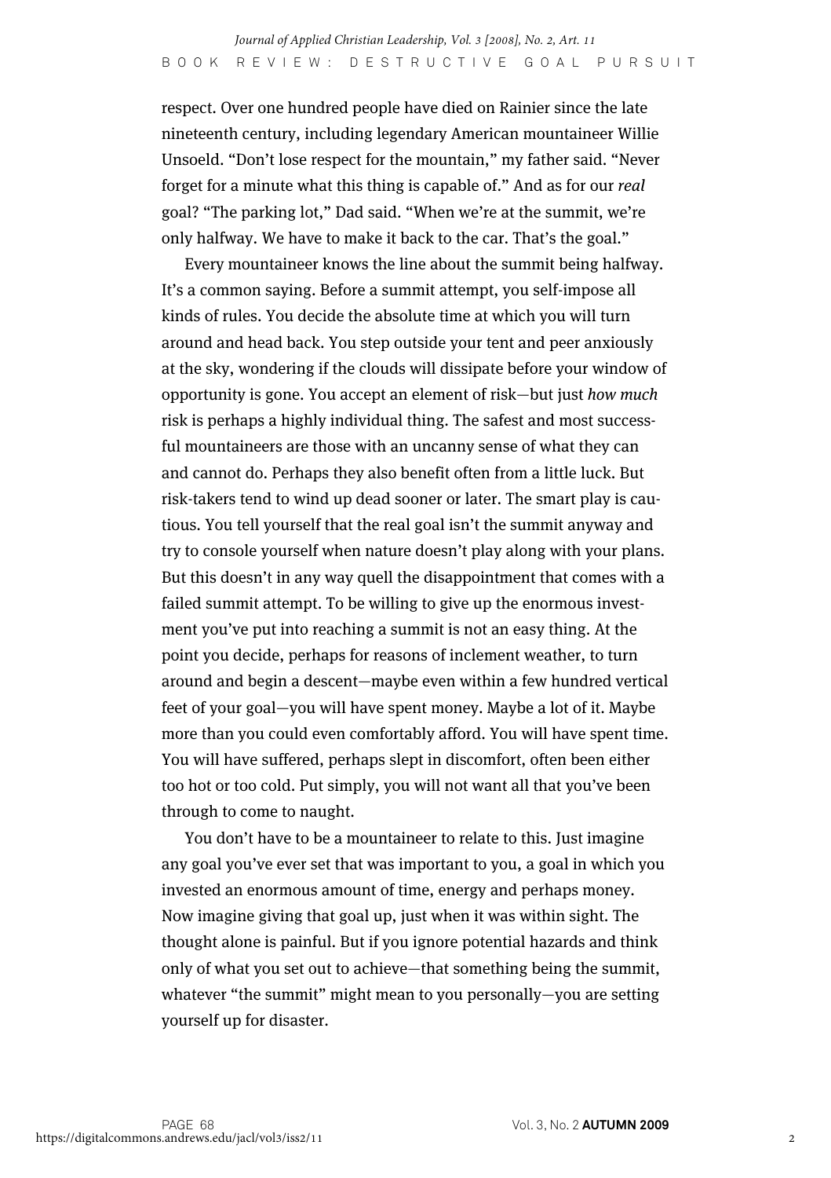respect. Over one hundred people have died on Rainier since the late nineteenth century, including legendary American mountaineer Willie Unsoeld. "Don't lose respect for the mountain," my father said. "Never forget for a minute what this thing is capable of." And as for our *real* goal? "The parking lot," Dad said. "When we're at the summit, we're only halfway. We have to make it back to the car. That's the goal."

Every mountaineer knows the line about the summit being halfway. It's a common saying. Before a summit attempt, you self-impose all kinds of rules. You decide the absolute time at which you will turn around and head back. You step outside your tent and peer anxiously at the sky, wondering if the clouds will dissipate before your window of opportunity is gone. You accept an element of risk—but just *how much* risk is perhaps a highly individual thing. The safest and most successful mountaineers are those with an uncanny sense of what they can and cannot do. Perhaps they also benefit often from a little luck. But risk-takers tend to wind up dead sooner or later. The smart play is cautious. You tell yourself that the real goal isn't the summit anyway and try to console yourself when nature doesn't play along with your plans. But this doesn't in any way quell the disappointment that comes with a failed summit attempt. To be willing to give up the enormous investment you've put into reaching a summit is not an easy thing. At the point you decide, perhaps for reasons of inclement weather, to turn around and begin a descent—maybe even within a few hundred vertical feet of your goal—you will have spent money. Maybe a lot of it. Maybe more than you could even comfortably afford. You will have spent time. You will have suffered, perhaps slept in discomfort, often been either too hot or too cold. Put simply, you will not want all that you've been through to come to naught.

You don't have to be a mountaineer to relate to this. Just imagine any goal you've ever set that was important to you, a goal in which you invested an enormous amount of time, energy and perhaps money. Now imagine giving that goal up, just when it was within sight. The thought alone is painful. But if you ignore potential hazards and think only of what you set out to achieve—that something being the summit, whatever "the summit" might mean to you personally—you are setting yourself up for disaster.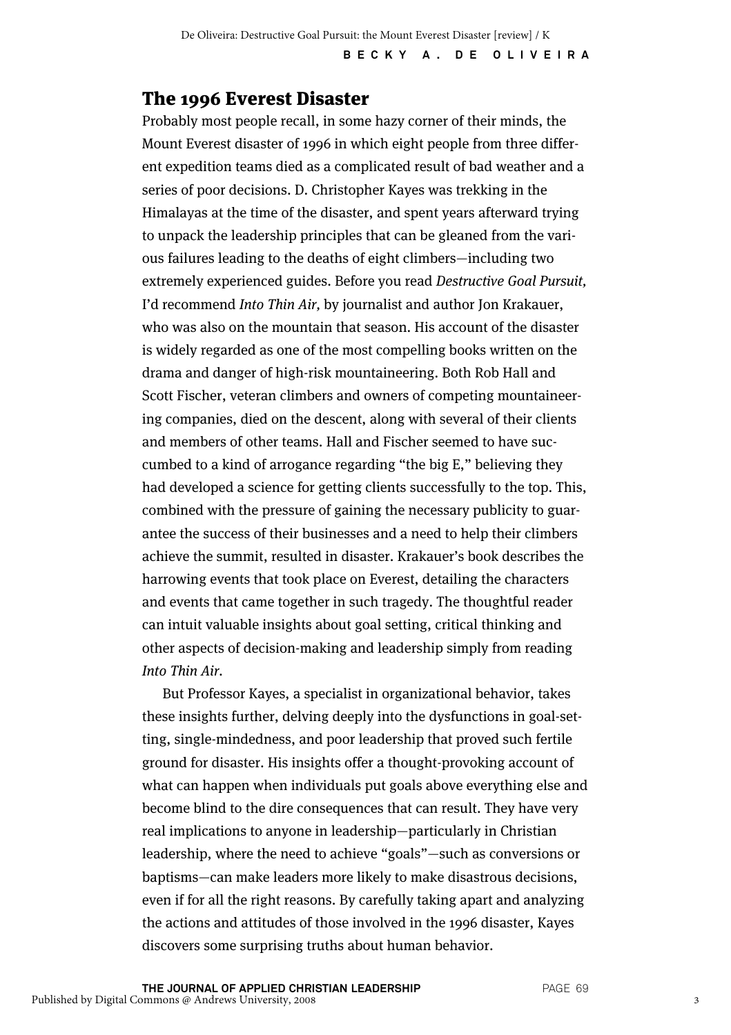## The 1996 Everest Disaster

Probably most people recall, in some hazy corner of their minds, the Mount Everest disaster of 1996 in which eight people from three different expedition teams died as a complicated result of bad weather and a series of poor decisions. D. Christopher Kayes was trekking in the Himalayas at the time of the disaster, and spent years afterward trying to unpack the leadership principles that can be gleaned from the various failures leading to the deaths of eight climbers—including two extremely experienced guides. Before you read *Destructive Goal Pursuit,* I'd recommend *Into Thin Air,* by journalist and author Jon Krakauer, who was also on the mountain that season. His account of the disaster is widely regarded as one of the most compelling books written on the drama and danger of high-risk mountaineering. Both Rob Hall and Scott Fischer, veteran climbers and owners of competing mountaineering companies, died on the descent, along with several of their clients and members of other teams. Hall and Fischer seemed to have succumbed to a kind of arrogance regarding "the big E," believing they had developed a science for getting clients successfully to the top. This, combined with the pressure of gaining the necessary publicity to guarantee the success of their businesses and a need to help their climbers achieve the summit, resulted in disaster. Krakauer's book describes the harrowing events that took place on Everest, detailing the characters and events that came together in such tragedy. The thoughtful reader can intuit valuable insights about goal setting, critical thinking and other aspects of decision-making and leadership simply from reading *Into Thin Air.*

But Professor Kayes, a specialist in organizational behavior, takes these insights further, delving deeply into the dysfunctions in goal-setting, single-mindedness, and poor leadership that proved such fertile ground for disaster. His insights offer a thought-provoking account of what can happen when individuals put goals above everything else and become blind to the dire consequences that can result. They have very real implications to anyone in leadership—particularly in Christian leadership, where the need to achieve "goals"—such as conversions or baptisms—can make leaders more likely to make disastrous decisions, even if for all the right reasons. By carefully taking apart and analyzing the actions and attitudes of those involved in the 1996 disaster, Kayes discovers some surprising truths about human behavior.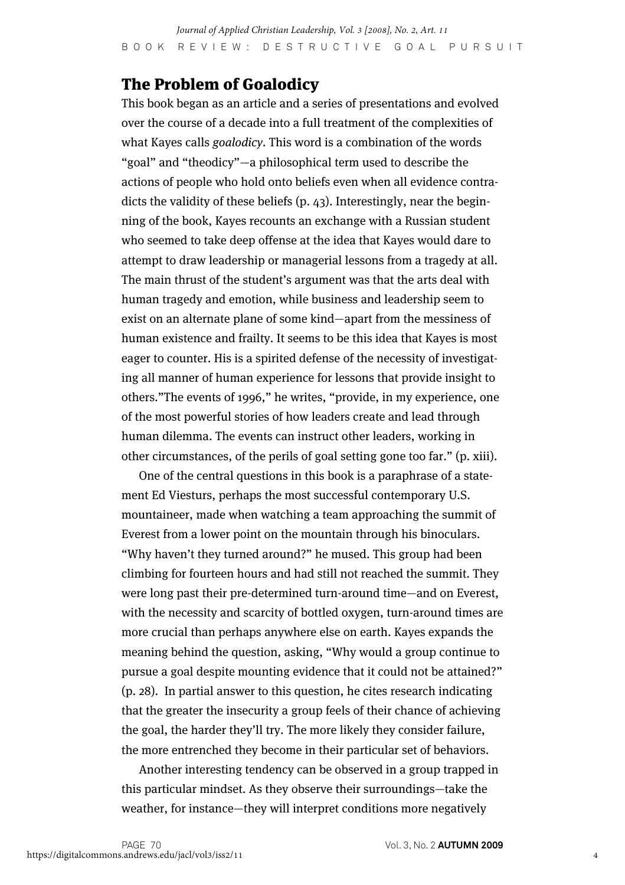## The Problem of Goalodicy

This book began as an article and a series of presentations and evolved over the course of a decade into a full treatment of the complexities of what Kayes calls *goalodicy*. This word is a combination of the words "goal" and "theodicy"—a philosophical term used to describe the actions of people who hold onto beliefs even when all evidence contradicts the validity of these beliefs (p. 43). Interestingly, near the beginning of the book, Kayes recounts an exchange with a Russian student who seemed to take deep offense at the idea that Kayes would dare to attempt to draw leadership or managerial lessons from a tragedy at all. The main thrust of the student's argument was that the arts deal with human tragedy and emotion, while business and leadership seem to exist on an alternate plane of some kind—apart from the messiness of human existence and frailty. It seems to be this idea that Kayes is most eager to counter. His is a spirited defense of the necessity of investigating all manner of human experience for lessons that provide insight to others."The events of 1996," he writes, "provide, in my experience, one of the most powerful stories of how leaders create and lead through human dilemma. The events can instruct other leaders, working in other circumstances, of the perils of goal setting gone too far." (p. xiii).

One of the central questions in this book is a paraphrase of a statement Ed Viesturs, perhaps the most successful contemporary U.S. mountaineer, made when watching a team approaching the summit of Everest from a lower point on the mountain through his binoculars. "Why haven't they turned around?" he mused. This group had been climbing for fourteen hours and had still not reached the summit. They were long past their pre-determined turn-around time—and on Everest, with the necessity and scarcity of bottled oxygen, turn-around times are more crucial than perhaps anywhere else on earth. Kayes expands the meaning behind the question, asking, "Why would a group continue to pursue a goal despite mounting evidence that it could not be attained?" (p. 28). In partial answer to this question, he cites research indicating that the greater the insecurity a group feels of their chance of achieving the goal, the harder they'll try. The more likely they consider failure, the more entrenched they become in their particular set of behaviors.

Another interesting tendency can be observed in a group trapped in this particular mindset. As they observe their surroundings—take the weather, for instance—they will interpret conditions more negatively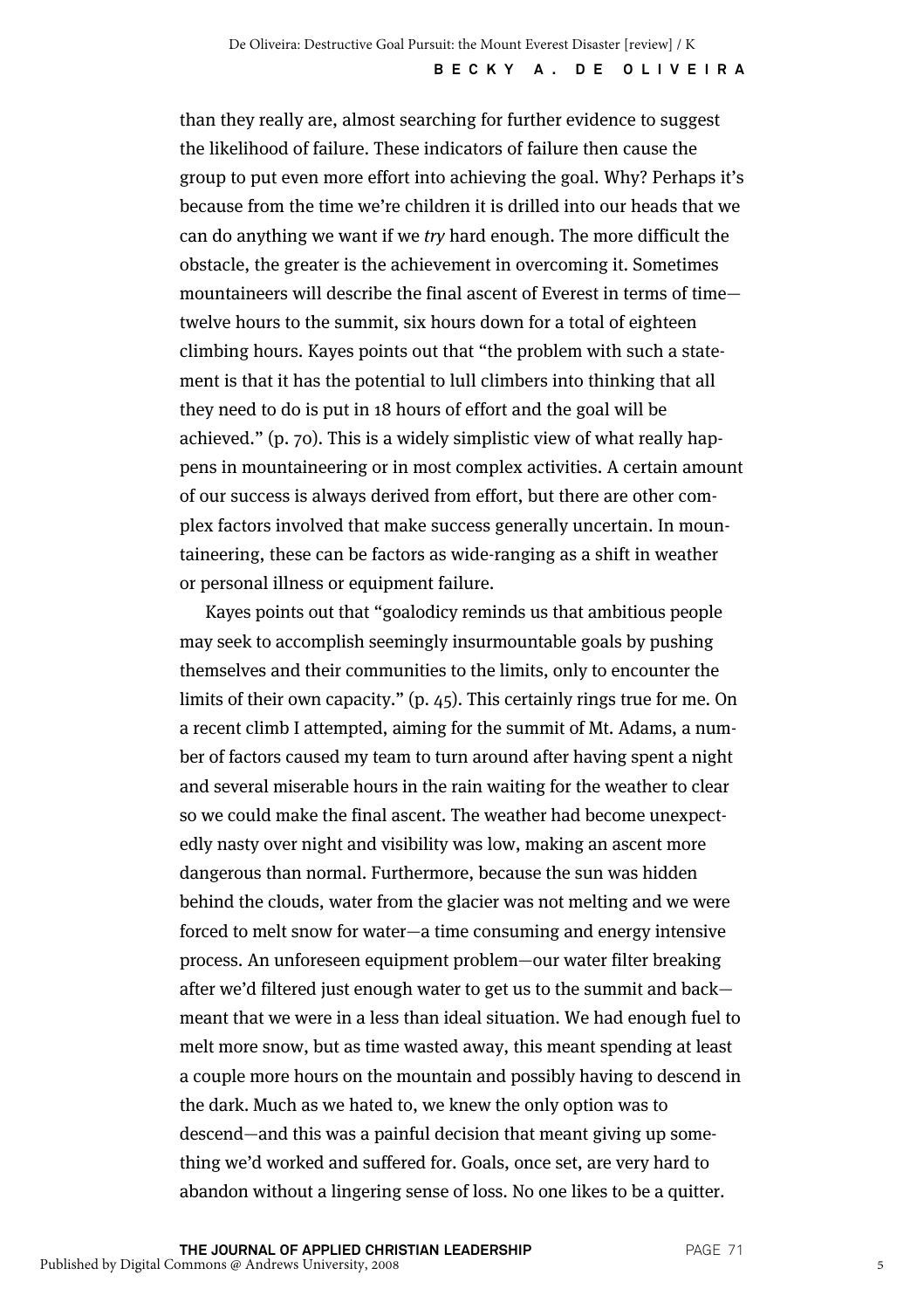than they really are, almost searching for further evidence to suggest the likelihood of failure. These indicators of failure then cause the group to put even more effort into achieving the goal. Why? Perhaps it's because from the time we're children it is drilled into our heads that we can do anything we want if we *try* hard enough. The more difficult the obstacle, the greater is the achievement in overcoming it. Sometimes mountaineers will describe the final ascent of Everest in terms of time—twelve hours to the summit, six hours down for a total of eighteen climbing hours. Kayes points out that "the problem with such a statement is that it has the potential to lull climbers into thinking that all they need to do is put in 18 hours of effort and the goal will be achieved." (p. 70). This is a widely simplistic view of what really happens in mountaineering or in most complex activities. A certain amount of our success is always derived from effort, but there are other complex factors involved that make success generally uncertain. In mountaineering, these can be factors as wide-ranging as a shift in weather or personal illness or equipment failure.

Kayes points out that "goalodicy reminds us that ambitious people may seek to accomplish seemingly insurmountable goals by pushing themselves and their communities to the limits, only to encounter the limits of their own capacity." (p. 45). This certainly rings true for me. On a recent climb I attempted, aiming for the summit of Mt. Adams, a number of factors caused my team to turn around after having spent a night and several miserable hours in the rain waiting for the weather to clear so we could make the final ascent. The weather had become unexpectedly nasty over night and visibility was low, making an ascent more dangerous than normal. Furthermore, because the sun was hidden behind the clouds, water from the glacier was not melting and we were forced to melt snow for water—a time consuming and energy intensive process. An unforeseen equipment problem—our water filter breaking after we'd filtered just enough water to get us to the summit and back—meant that we were in a less than ideal situation. We had enough fuel to melt more snow, but as time wasted away, this meant spending at least a couple more hours on the mountain and possibly having to descend in the dark. Much as we hated to, we knew the only option was to descend—and this was a painful decision that meant giving up something we'd worked and suffered for. Goals, once set, are very hard to abandon without a lingering sense of loss. No one likes to be a quitter.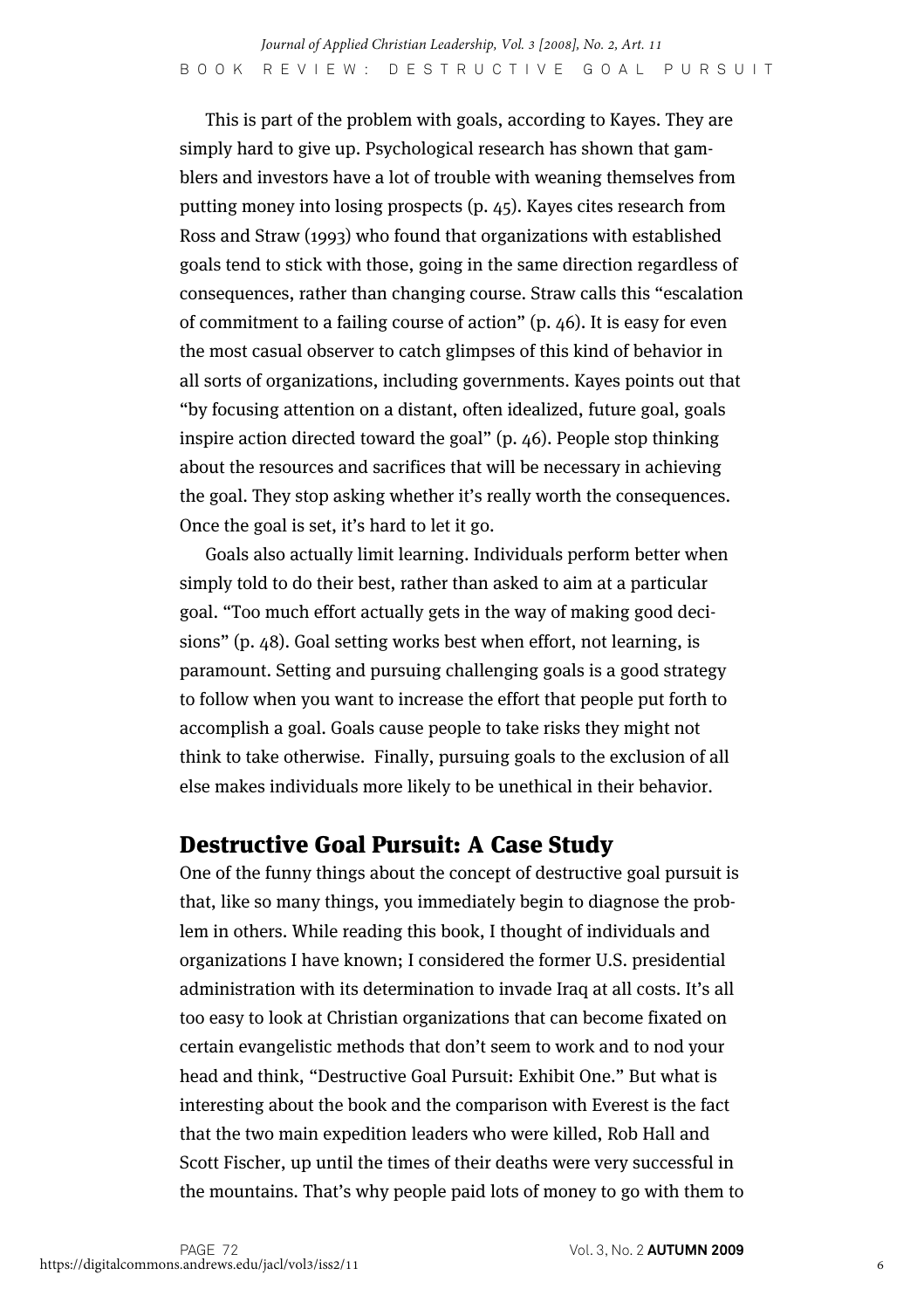This is part of the problem with goals, according to Kayes. They are simply hard to give up. Psychological research has shown that gamblers and investors have a lot of trouble with weaning themselves from putting money into losing prospects (p. 45). Kayes cites research from Ross and Straw (1993) who found that organizations with established goals tend to stick with those, going in the same direction regardless of consequences, rather than changing course. Straw calls this "escalation of commitment to a failing course of action" (p. 46). It is easy for even the most casual observer to catch glimpses of this kind of behavior in all sorts of organizations, including governments. Kayes points out that "by focusing attention on a distant, often idealized, future goal, goals inspire action directed toward the goal" (p. 46). People stop thinking about the resources and sacrifices that will be necessary in achieving the goal. They stop asking whether it's really worth the consequences. Once the goal is set, it's hard to let it go.

Goals also actually limit learning. Individuals perform better when simply told to do their best, rather than asked to aim at a particular goal. "Too much effort actually gets in the way of making good decisions" (p. 48). Goal setting works best when effort, not learning, is paramount. Setting and pursuing challenging goals is a good strategy to follow when you want to increase the effort that people put forth to accomplish a goal. Goals cause people to take risks they might not think to take otherwise. Finally, pursuing goals to the exclusion of all else makes individuals more likely to be unethical in their behavior.

## Destructive Goal Pursuit: A Case Study

One of the funny things about the concept of destructive goal pursuit is that, like so many things, you immediately begin to diagnose the problem in others. While reading this book, I thought of individuals and organizations I have known; I considered the former U.S. presidential administration with its determination to invade Iraq at all costs. It's all too easy to look at Christian organizations that can become fixated on certain evangelistic methods that don't seem to work and to nod your head and think, "Destructive Goal Pursuit: Exhibit One." But what is interesting about the book and the comparison with Everest is the fact that the two main expedition leaders who were killed, Rob Hall and Scott Fischer, up until the times of their deaths were very successful in the mountains. That's why people paid lots of money to go with them to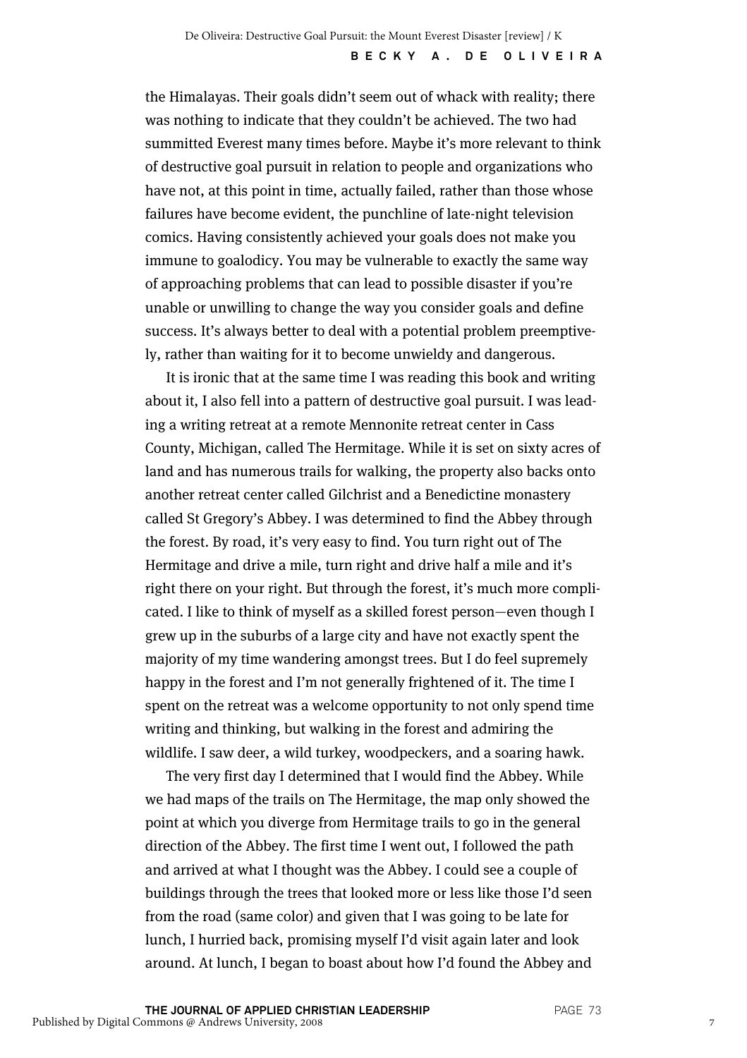the Himalayas. Their goals didn't seem out of whack with reality; there was nothing to indicate that they couldn't be achieved. The two had summitted Everest many times before. Maybe it's more relevant to think of destructive goal pursuit in relation to people and organizations who have not, at this point in time, actually failed, rather than those whose failures have become evident, the punchline of late-night television comics. Having consistently achieved your goals does not make you immune to goalodicy. You may be vulnerable to exactly the same way of approaching problems that can lead to possible disaster if you're unable or unwilling to change the way you consider goals and define success. It's always better to deal with a potential problem preemptively, rather than waiting for it to become unwieldy and dangerous.

It is ironic that at the same time I was reading this book and writing about it, I also fell into a pattern of destructive goal pursuit. I was leading a writing retreat at a remote Mennonite retreat center in Cass County, Michigan, called The Hermitage. While it is set on sixty acres of land and has numerous trails for walking, the property also backs onto another retreat center called Gilchrist and a Benedictine monastery called St Gregory's Abbey. I was determined to find the Abbey through the forest. By road, it's very easy to find. You turn right out of The Hermitage and drive a mile, turn right and drive half a mile and it's right there on your right. But through the forest, it's much more complicated. I like to think of myself as a skilled forest person—even though I grew up in the suburbs of a large city and have not exactly spent the majority of my time wandering amongst trees. But I do feel supremely happy in the forest and I'm not generally frightened of it. The time I spent on the retreat was a welcome opportunity to not only spend time writing and thinking, but walking in the forest and admiring the wildlife. I saw deer, a wild turkey, woodpeckers, and a soaring hawk.

The very first day I determined that I would find the Abbey. While we had maps of the trails on The Hermitage, the map only showed the point at which you diverge from Hermitage trails to go in the general direction of the Abbey. The first time I went out, I followed the path and arrived at what I thought was the Abbey. I could see a couple of buildings through the trees that looked more or less like those I'd seen from the road (same color) and given that I was going to be late for lunch, I hurried back, promising myself I'd visit again later and look around. At lunch, I began to boast about how I'd found the Abbey and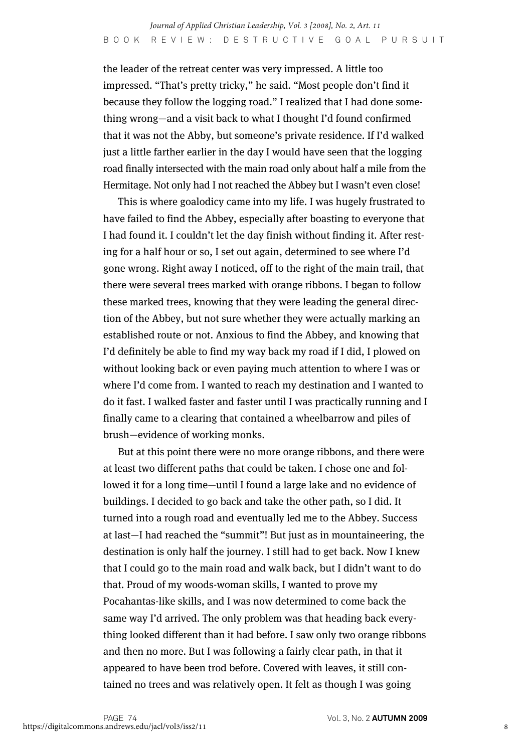the leader of the retreat center was very impressed. A little too impressed. "That's pretty tricky," he said. "Most people don't find it because they follow the logging road." I realized that I had done something wrong—and a visit back to what I thought I'd found confirmed that it was not the Abby, but someone's private residence. If I'd walked just a little farther earlier in the day I would have seen that the logging road finally intersected with the main road only about half a mile from the Hermitage. Not only had I not reached the Abbey but I wasn't even close!

This is where goalodicy came into my life. I was hugely frustrated to have failed to find the Abbey, especially after boasting to everyone that I had found it. I couldn't let the day finish without finding it. After resting for a half hour or so, I set out again, determined to see where I'd gone wrong. Right away I noticed, off to the right of the main trail, that there were several trees marked with orange ribbons. I began to follow these marked trees, knowing that they were leading the general direction of the Abbey, but not sure whether they were actually marking an established route or not. Anxious to find the Abbey, and knowing that I'd definitely be able to find my way back my road if I did, I plowed on without looking back or even paying much attention to where I was or where I'd come from. I wanted to reach my destination and I wanted to do it fast. I walked faster and faster until I was practically running and I finally came to a clearing that contained a wheelbarrow and piles of brush—evidence of working monks.

But at this point there were no more orange ribbons, and there were at least two different paths that could be taken. I chose one and followed it for a long time—until I found a large lake and no evidence of buildings. I decided to go back and take the other path, so I did. It turned into a rough road and eventually led me to the Abbey. Success at last—I had reached the "summit"! But just as in mountaineering, the destination is only half the journey. I still had to get back. Now I knew that I could go to the main road and walk back, but I didn't want to do that. Proud of my woods-woman skills, I wanted to prove my Pocahantas-like skills, and I was now determined to come back the same way I'd arrived. The only problem was that heading back everything looked different than it had before. I saw only two orange ribbons and then no more. But I was following a fairly clear path, in that it appeared to have been trod before. Covered with leaves, it still contained no trees and was relatively open. It felt as though I was going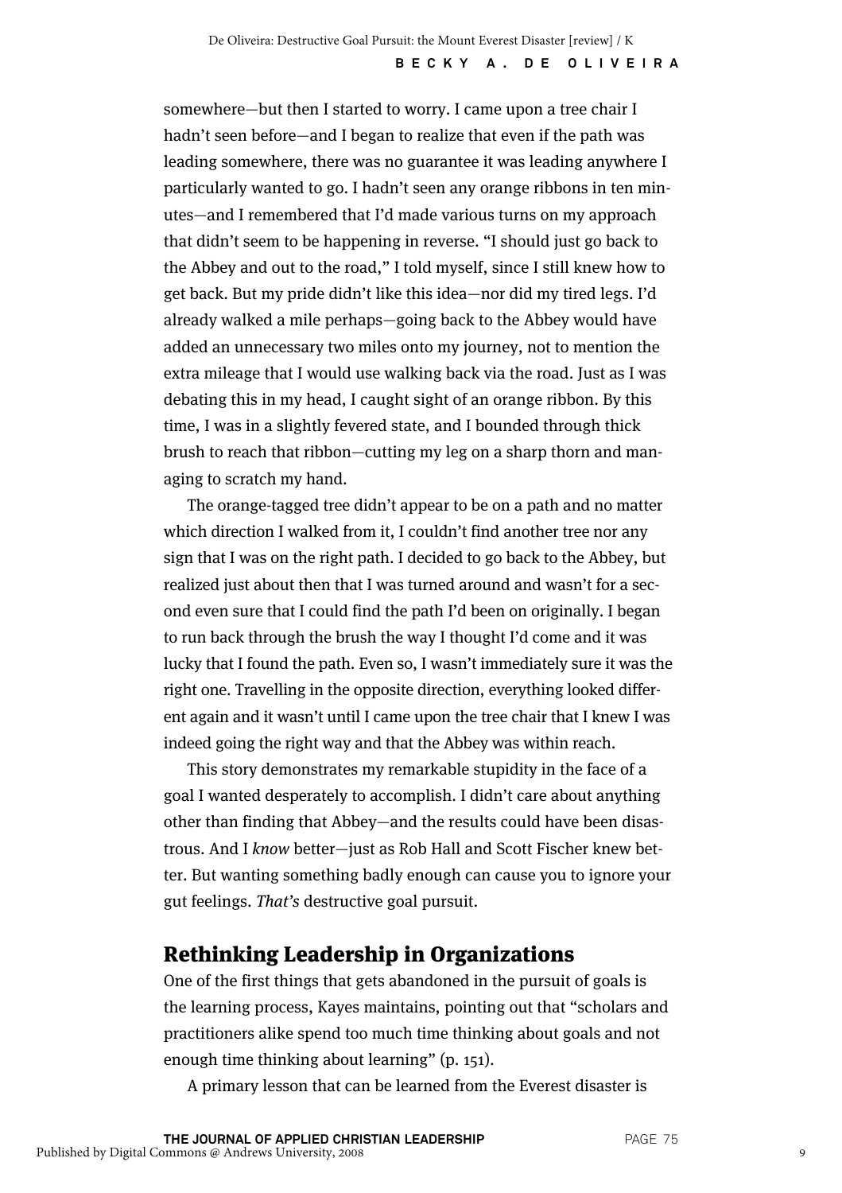somewhere—but then I started to worry. I came upon a tree chair I hadn't seen before—and I began to realize that even if the path was leading somewhere, there was no guarantee it was leading anywhere I particularly wanted to go. I hadn't seen any orange ribbons in ten minutes—and I remembered that I'd made various turns on my approach that didn't seem to be happening in reverse. "I should just go back to the Abbey and out to the road," I told myself, since I still knew how to get back. But my pride didn't like this idea—nor did my tired legs. I'd already walked a mile perhaps—going back to the Abbey would have added an unnecessary two miles onto my journey, not to mention the extra mileage that I would use walking back via the road. Just as I was debating this in my head, I caught sight of an orange ribbon. By this time, I was in a slightly fevered state, and I bounded through thick brush to reach that ribbon—cutting my leg on a sharp thorn and managing to scratch my hand.

The orange-tagged tree didn't appear to be on a path and no matter which direction I walked from it, I couldn't find another tree nor any sign that I was on the right path. I decided to go back to the Abbey, but realized just about then that I was turned around and wasn't for a second even sure that I could find the path I'd been on originally. I began to run back through the brush the way I thought I'd come and it was lucky that I found the path. Even so, I wasn't immediately sure it was the right one. Travelling in the opposite direction, everything looked different again and it wasn't until I came upon the tree chair that I knew I was indeed going the right way and that the Abbey was within reach.

This story demonstrates my remarkable stupidity in the face of a goal I wanted desperately to accomplish. I didn't care about anything other than finding that Abbey—and the results could have been disastrous. And I *know* better—just as Rob Hall and Scott Fischer knew better. But wanting something badly enough can cause you to ignore your gut feelings. *That's* destructive goal pursuit.

## Rethinking Leadership in Organizations

One of the first things that gets abandoned in the pursuit of goals is the learning process, Kayes maintains, pointing out that "scholars and practitioners alike spend too much time thinking about goals and not enough time thinking about learning" (p. 151).

A primary lesson that can be learned from the Everest disaster is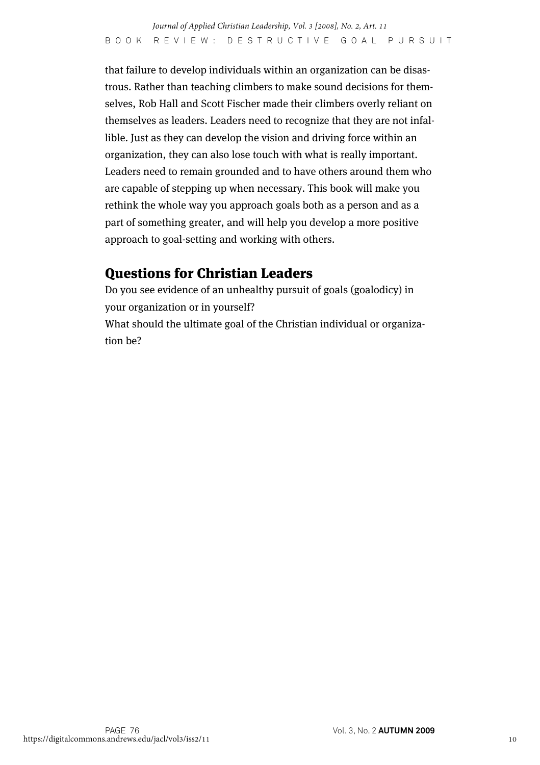that failure to develop individuals within an organization can be disastrous. Rather than teaching climbers to make sound decisions for themselves, Rob Hall and Scott Fischer made their climbers overly reliant on themselves as leaders. Leaders need to recognize that they are not infallible. Just as they can develop the vision and driving force within an organization, they can also lose touch with what is really important. Leaders need to remain grounded and to have others around them who are capable of stepping up when necessary. This book will make you rethink the whole way you approach goals both as a person and as a part of something greater, and will help you develop a more positive approach to goal-setting and working with others.

## Questions for Christian Leaders

Do you see evidence of an unhealthy pursuit of goals (goalodicy) in your organization or in yourself?

What should the ultimate goal of the Christian individual or organization be?